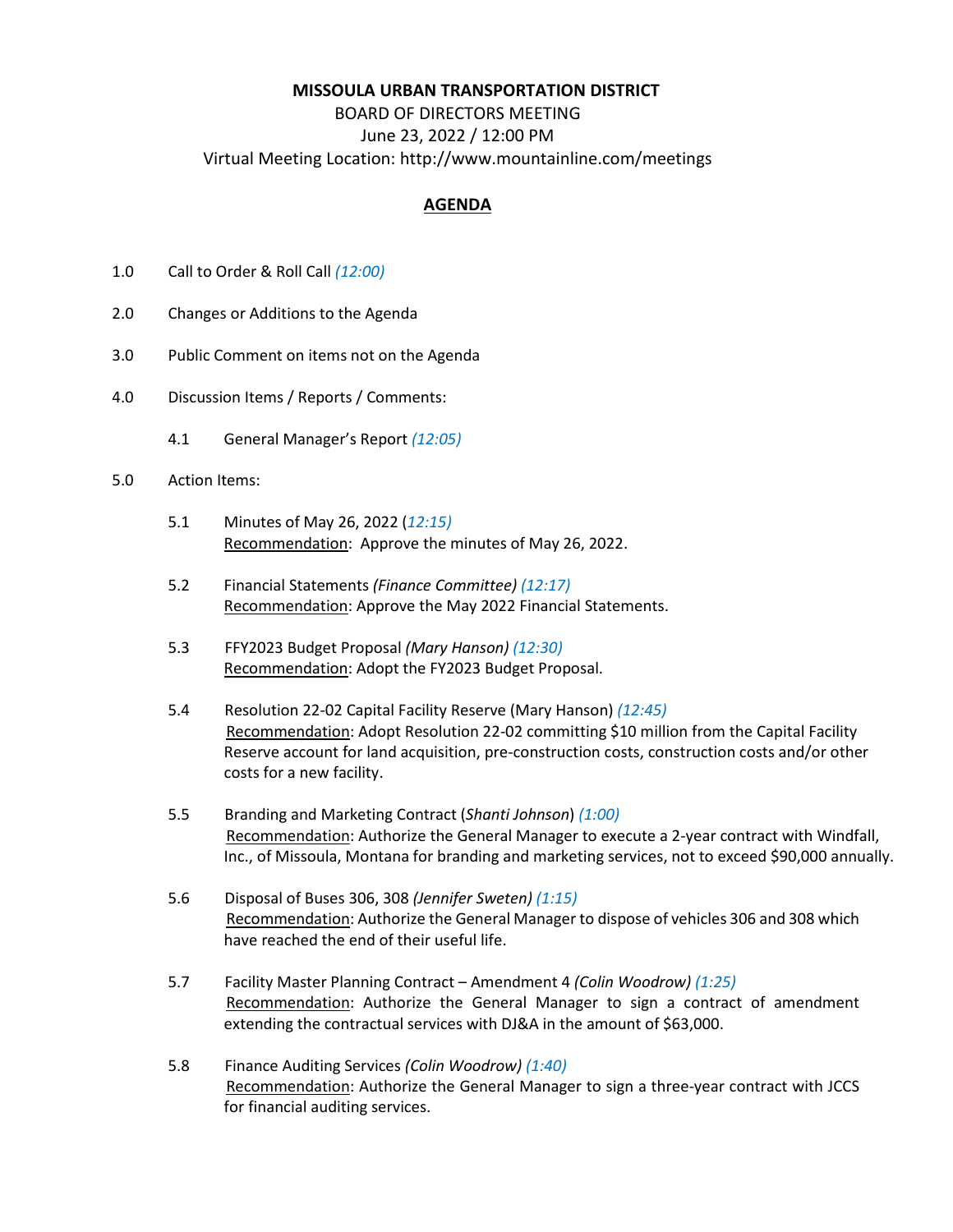**MISSOULA URBAN TRANSPORTATION DISTRICT**

BOARD OF DIRECTORS MEETING

June 23, 2022 / 12:00 PM

Virtual Meeting Location: http://www.mountainline.com/meetings

## AGENDA

1.0 Call to Order & Roll Call *(12:00)*

2.0 Changes or Additions to the Agenda

3.0 Public Comment on items not on the Agenda

4.0 Discussion Items / Reports / Comments:

- 4.1 General Manager's Report *(12:05)*

5.0 Action Items:

- 5.1 Minutes of May 26, 2022 (*12:15)*
  Recommendation: Approve the minutes of May 26, 2022.

- 5.2 Financial Statements *(Finance Committee) (12:17)*
  Recommendation: Approve the May 2022 Financial Statements.

- 5.3 FFY2023 Budget Proposal *(Mary Hanson) (12:30)*
  Recommendation: Adopt the FY2023 Budget Proposal.

- 5.4 Resolution 22-02 Capital Facility Reserve (Mary Hanson) *(12:45)*
  Recommendation: Adopt Resolution 22-02 committing $10 million from the Capital Facility Reserve account for land acquisition, pre-construction costs, construction costs and/or other costs for a new facility.

- 5.5 Branding and Marketing Contract (*Shanti Johnson*) *(1:00)*
  Recommendation: Authorize the General Manager to execute a 2-year contract with Windfall, Inc., of Missoula, Montana for branding and marketing services, not to exceed $90,000 annually.

- 5.6 Disposal of Buses 306, 308 *(Jennifer Sweten) (1:15)*
  Recommendation: Authorize the General Manager to dispose of vehicles 306 and 308 which have reached the end of their useful life.

- 5.7 Facility Master Planning Contract – Amendment 4 *(Colin Woodrow) (1:25)*
  Recommendation: Authorize the General Manager to sign a contract of amendment extending the contractual services with DJ&A in the amount of $63,000.

- 5.8 Finance Auditing Services *(Colin Woodrow) (1:40)*
  Recommendation: Authorize the General Manager to sign a three-year contract with JCCS for financial auditing services.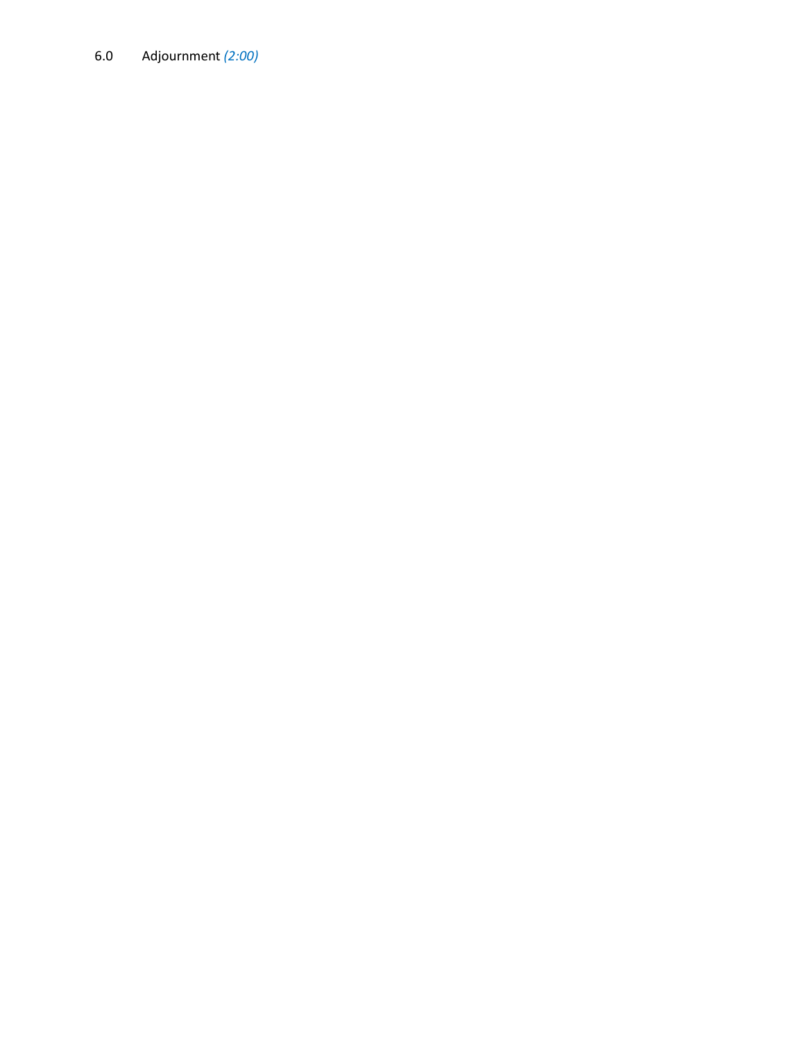6.0 Adjournment *(2:00)*